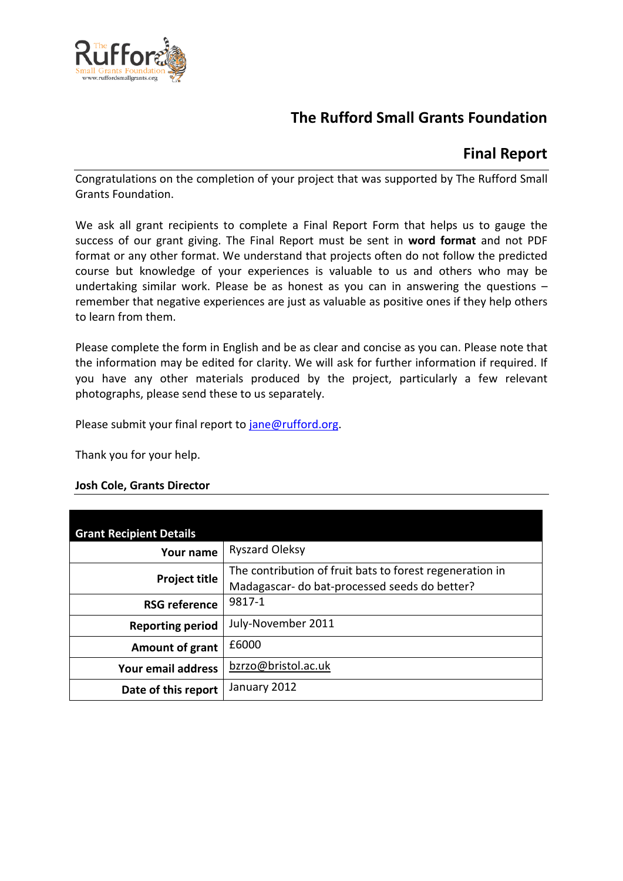# The Rufford Small Grants Foundation

## Final Report

Congratulations on the completion of your project that was supported by The Rufford Small Grants Foundation.

We ask all grant recipients to complete a Final Report Form that helps us to gauge the success of our grant giving. The Final Report must be sent in **word format** and not PDF format or any other format. We understand that projects often do not follow the predicted course but knowledge of your experiences is valuable to us and others who may be undertaking similar work. Please be as honest as you can in answering the questions – remember that negative experiences are just as valuable as positive ones if they help others to learn from them.

Please complete the form in English and be as clear and concise as you can. Please note that the information may be edited for clarity. We will ask for further information if required. If you have any other materials produced by the project, particularly a few relevant photographs, please send these to us separately.

Please submit your final report to jane@rufford.org.

Thank you for your help.

**Josh Cole, Grants Director**

| **Grant Recipient Details** | |
|---|---|
| **Your name** | Ryszard Oleksy |
| **Project title** | The contribution of fruit bats to forest regeneration in Madagascar- do bat-processed seeds do better? |
| **RSG reference** | 9817-1 |
| **Reporting period** | July-November 2011 |
| **Amount of grant** | £6000 |
| **Your email address** | bzrzo@bristol.ac.uk |
| **Date of this report** | January 2012 |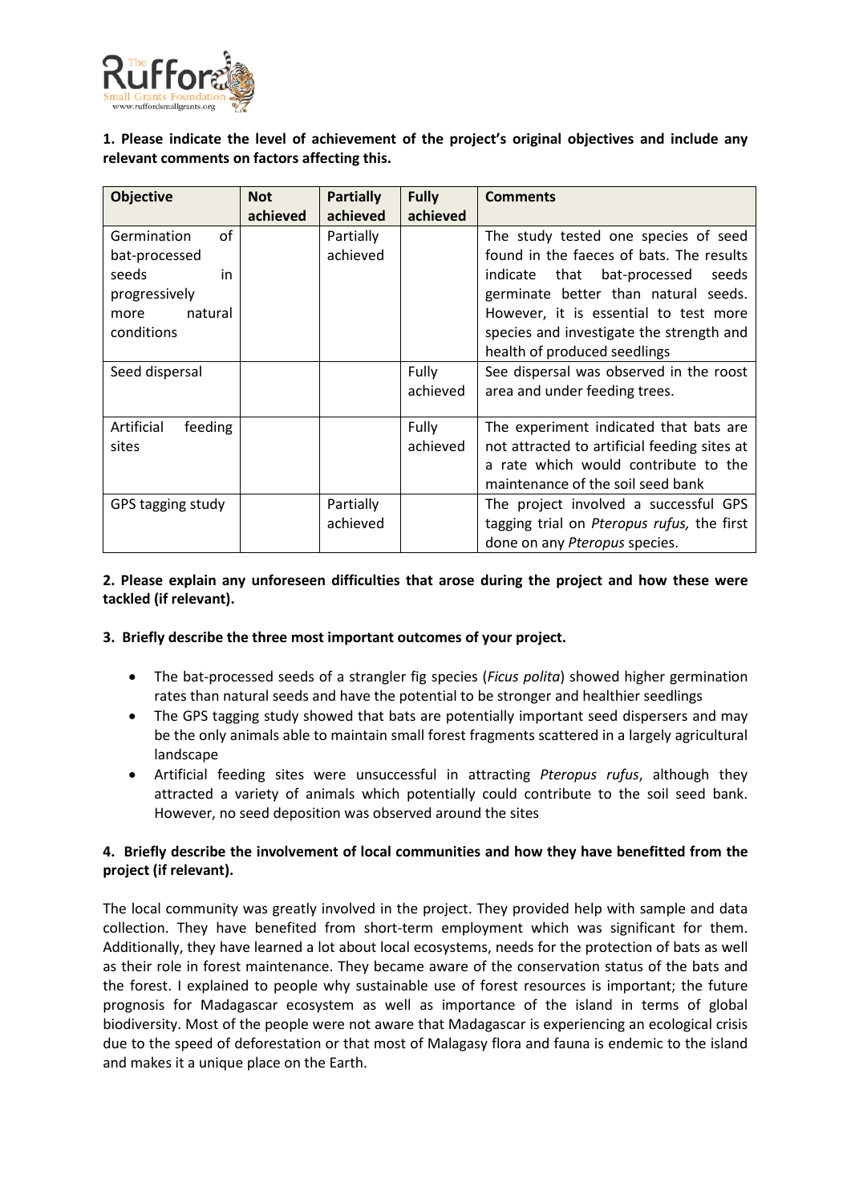**1. Please indicate the level of achievement of the project's original objectives and include any relevant comments on factors affecting this.**

| Objective | Not achieved | Partially achieved | Fully achieved | Comments |
|---|---|---|---|---|
| Germination of bat-processed seeds in progressively more natural conditions | | Partially achieved | | The study tested one species of seed found in the faeces of bats. The results indicate that bat-processed seeds germinate better than natural seeds. However, it is essential to test more species and investigate the strength and health of produced seedlings |
| Seed dispersal | | | Fully achieved | See dispersal was observed in the roost area and under feeding trees. |
| Artificial feeding sites | | | Fully achieved | The experiment indicated that bats are not attracted to artificial feeding sites at a rate which would contribute to the maintenance of the soil seed bank |
| GPS tagging study | | Partially achieved | | The project involved a successful GPS tagging trial on *Pteropus rufus,* the first done on any *Pteropus* species. |

**2. Please explain any unforeseen difficulties that arose during the project and how these were tackled (if relevant).**

**3. Briefly describe the three most important outcomes of your project.**

- The bat-processed seeds of a strangler fig species (*Ficus polita*) showed higher germination rates than natural seeds and have the potential to be stronger and healthier seedlings
- The GPS tagging study showed that bats are potentially important seed dispersers and may be the only animals able to maintain small forest fragments scattered in a largely agricultural landscape
- Artificial feeding sites were unsuccessful in attracting *Pteropus rufus*, although they attracted a variety of animals which potentially could contribute to the soil seed bank. However, no seed deposition was observed around the sites

**4. Briefly describe the involvement of local communities and how they have benefitted from the project (if relevant).**

The local community was greatly involved in the project. They provided help with sample and data collection. They have benefited from short-term employment which was significant for them. Additionally, they have learned a lot about local ecosystems, needs for the protection of bats as well as their role in forest maintenance. They became aware of the conservation status of the bats and the forest. I explained to people why sustainable use of forest resources is important; the future prognosis for Madagascar ecosystem as well as importance of the island in terms of global biodiversity. Most of the people were not aware that Madagascar is experiencing an ecological crisis due to the speed of deforestation or that most of Malagasy flora and fauna is endemic to the island and makes it a unique place on the Earth.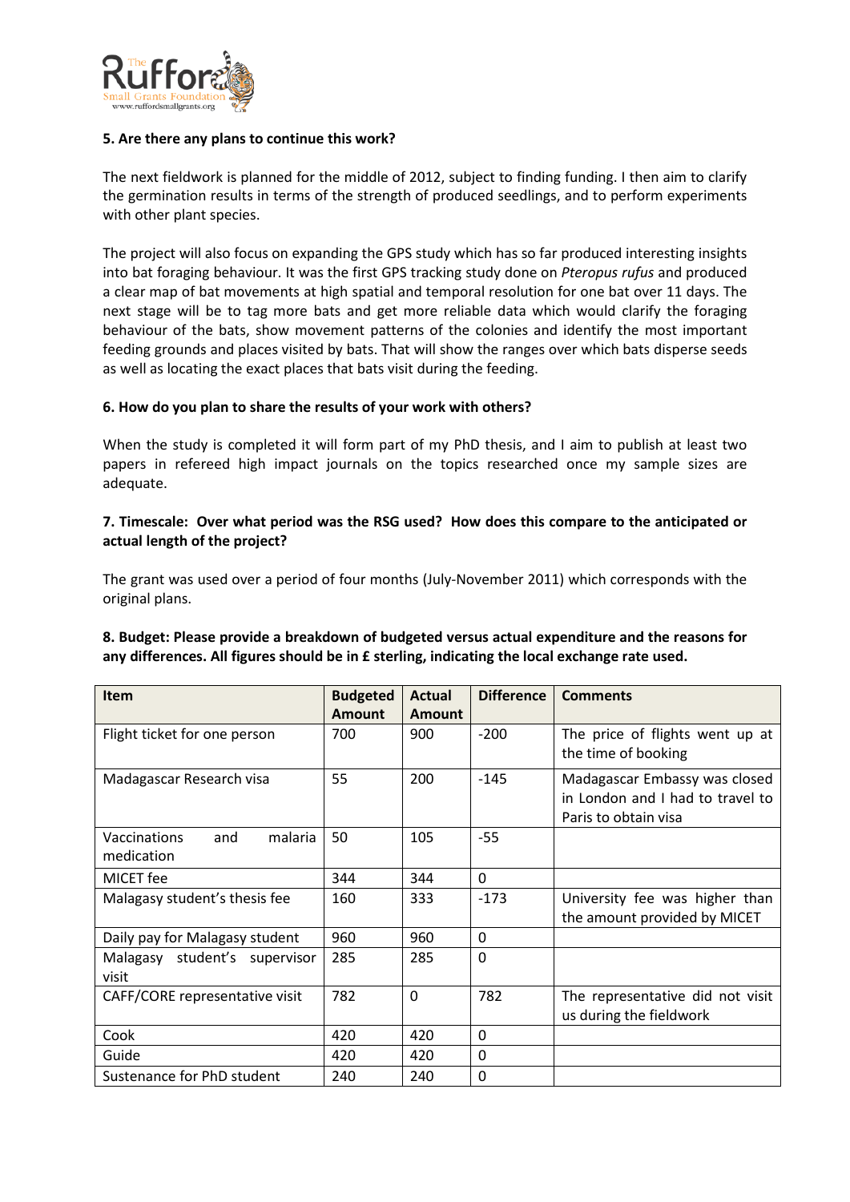**5. Are there any plans to continue this work?**

The next fieldwork is planned for the middle of 2012, subject to finding funding. I then aim to clarify the germination results in terms of the strength of produced seedlings, and to perform experiments with other plant species.

The project will also focus on expanding the GPS study which has so far produced interesting insights into bat foraging behaviour. It was the first GPS tracking study done on *Pteropus rufus* and produced a clear map of bat movements at high spatial and temporal resolution for one bat over 11 days. The next stage will be to tag more bats and get more reliable data which would clarify the foraging behaviour of the bats, show movement patterns of the colonies and identify the most important feeding grounds and places visited by bats. That will show the ranges over which bats disperse seeds as well as locating the exact places that bats visit during the feeding.

**6. How do you plan to share the results of your work with others?**

When the study is completed it will form part of my PhD thesis, and I aim to publish at least two papers in refereed high impact journals on the topics researched once my sample sizes are adequate.

**7. Timescale: Over what period was the RSG used? How does this compare to the anticipated or actual length of the project?**

The grant was used over a period of four months (July-November 2011) which corresponds with the original plans.

**8. Budget: Please provide a breakdown of budgeted versus actual expenditure and the reasons for any differences. All figures should be in £ sterling, indicating the local exchange rate used.**

| Item | Budgeted Amount | Actual Amount | Difference | Comments |
|---|---|---|---|---|
| Flight ticket for one person | 700 | 900 | -200 | The price of flights went up at the time of booking |
| Madagascar Research visa | 55 | 200 | -145 | Madagascar Embassy was closed in London and I had to travel to Paris to obtain visa |
| Vaccinations and malaria medication | 50 | 105 | -55 | |
| MICET fee | 344 | 344 | 0 | |
| Malagasy student's thesis fee | 160 | 333 | -173 | University fee was higher than the amount provided by MICET |
| Daily pay for Malagasy student | 960 | 960 | 0 | |
| Malagasy student's supervisor visit | 285 | 285 | 0 | |
| CAFF/CORE representative visit | 782 | 0 | 782 | The representative did not visit us during the fieldwork |
| Cook | 420 | 420 | 0 | |
| Guide | 420 | 420 | 0 | |
| Sustenance for PhD student | 240 | 240 | 0 | |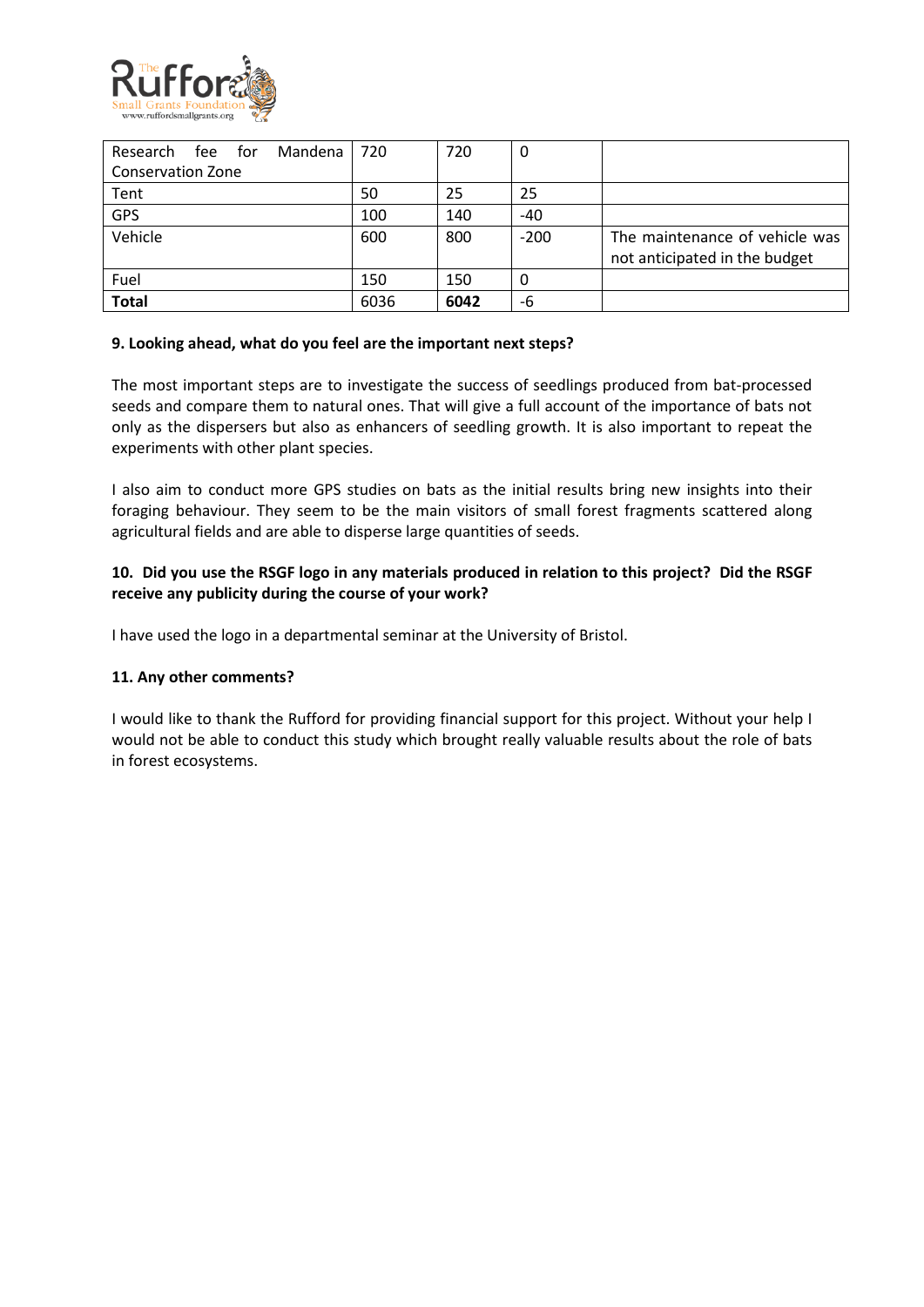| | | | | |
|---|---|---|---|---|
| Research fee for Mandena Conservation Zone | 720 | 720 | 0 | |
| Tent | 50 | 25 | 25 | |
| GPS | 100 | 140 | -40 | |
| Vehicle | 600 | 800 | -200 | The maintenance of vehicle was not anticipated in the budget |
| Fuel | 150 | 150 | 0 | |
| **Total** | 6036 | **6042** | -6 | |

**9. Looking ahead, what do you feel are the important next steps?**

The most important steps are to investigate the success of seedlings produced from bat-processed seeds and compare them to natural ones. That will give a full account of the importance of bats not only as the dispersers but also as enhancers of seedling growth. It is also important to repeat the experiments with other plant species.

I also aim to conduct more GPS studies on bats as the initial results bring new insights into their foraging behaviour. They seem to be the main visitors of small forest fragments scattered along agricultural fields and are able to disperse large quantities of seeds.

**10. Did you use the RSGF logo in any materials produced in relation to this project? Did the RSGF receive any publicity during the course of your work?**

I have used the logo in a departmental seminar at the University of Bristol.

**11. Any other comments?**

I would like to thank the Rufford for providing financial support for this project. Without your help I would not be able to conduct this study which brought really valuable results about the role of bats in forest ecosystems.